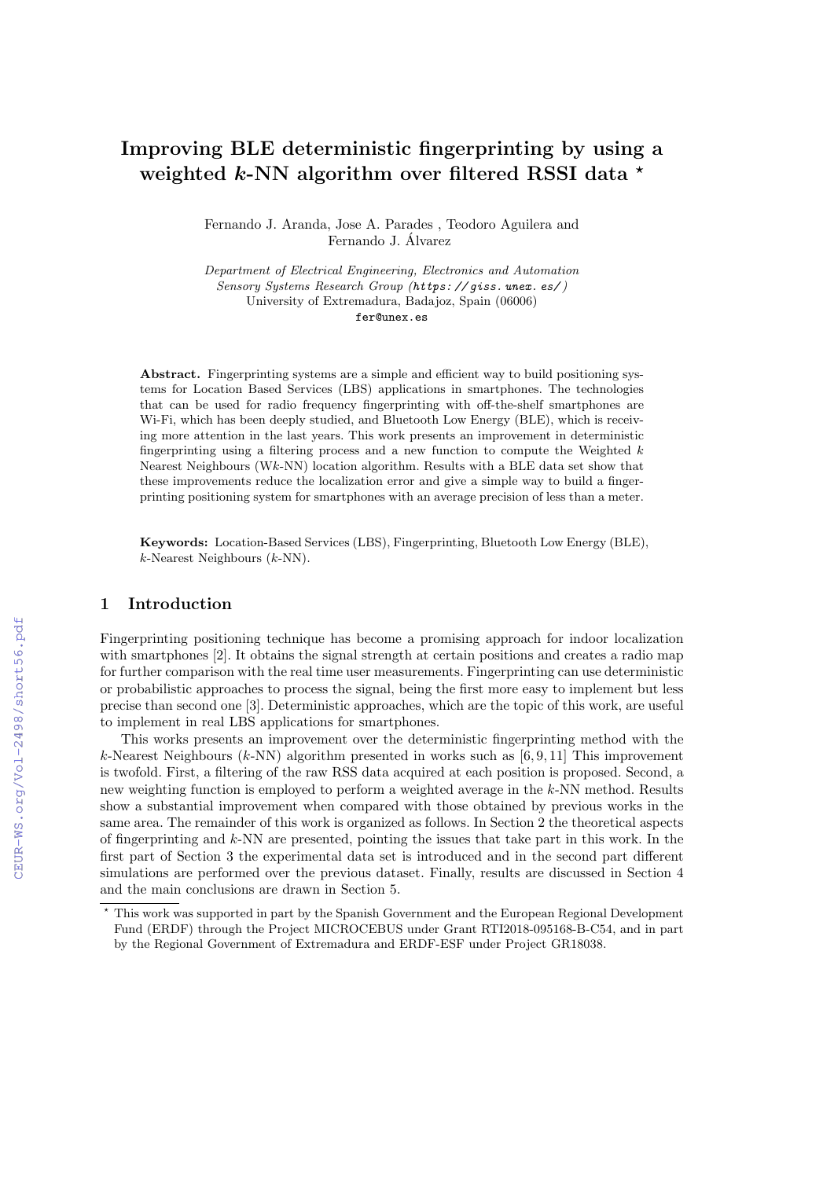# Improving BLE deterministic fingerprinting by using a weighted *k*-NN algorithm over filtered RSSI data ⋆

Fernando J. Aranda, Jose A. Parades , Teodoro Aguilera and Fernando J. Álvarez

*Department of Electrical Engineering, Electronics and Automation*
*Sensory Systems Research Group (https://giss.unex.es/)*
University of Extremadura, Badajoz, Spain (06006)
fer@unex.es

**Abstract.** Fingerprinting systems are a simple and efficient way to build positioning systems for Location Based Services (LBS) applications in smartphones. The technologies that can be used for radio frequency fingerprinting with off-the-shelf smartphones are Wi-Fi, which has been deeply studied, and Bluetooth Low Energy (BLE), which is receiving more attention in the last years. This work presents an improvement in deterministic fingerprinting using a filtering process and a new function to compute the Weighted $k$ Nearest Neighbours (W$k$-NN) location algorithm. Results with a BLE data set show that these improvements reduce the localization error and give a simple way to build a fingerprinting positioning system for smartphones with an average precision of less than a meter.

**Keywords:** Location-Based Services (LBS), Fingerprinting, Bluetooth Low Energy (BLE), $k$-Nearest Neighbours ($k$-NN).

## 1 Introduction

Fingerprinting positioning technique has become a promising approach for indoor localization with smartphones [2]. It obtains the signal strength at certain positions and creates a radio map for further comparison with the real time user measurements. Fingerprinting can use deterministic or probabilistic approaches to process the signal, being the first more easy to implement but less precise than second one [3]. Deterministic approaches, which are the topic of this work, are useful to implement in real LBS applications for smartphones.

This works presents an improvement over the deterministic fingerprinting method with the $k$-Nearest Neighbours ($k$-NN) algorithm presented in works such as [6, 9, 11] This improvement is twofold. First, a filtering of the raw RSS data acquired at each position is proposed. Second, a new weighting function is employed to perform a weighted average in the $k$-NN method. Results show a substantial improvement when compared with those obtained by previous works in the same area. The remainder of this work is organized as follows. In Section 2 the theoretical aspects of fingerprinting and $k$-NN are presented, pointing the issues that take part in this work. In the first part of Section 3 the experimental data set is introduced and in the second part different simulations are performed over the previous dataset. Finally, results are discussed in Section 4 and the main conclusions are drawn in Section 5.

⋆ This work was supported in part by the Spanish Government and the European Regional Development Fund (ERDF) through the Project MICROCEBUS under Grant RTI2018-095168-B-C54, and in part by the Regional Government of Extremadura and ERDF-ESF under Project GR18038.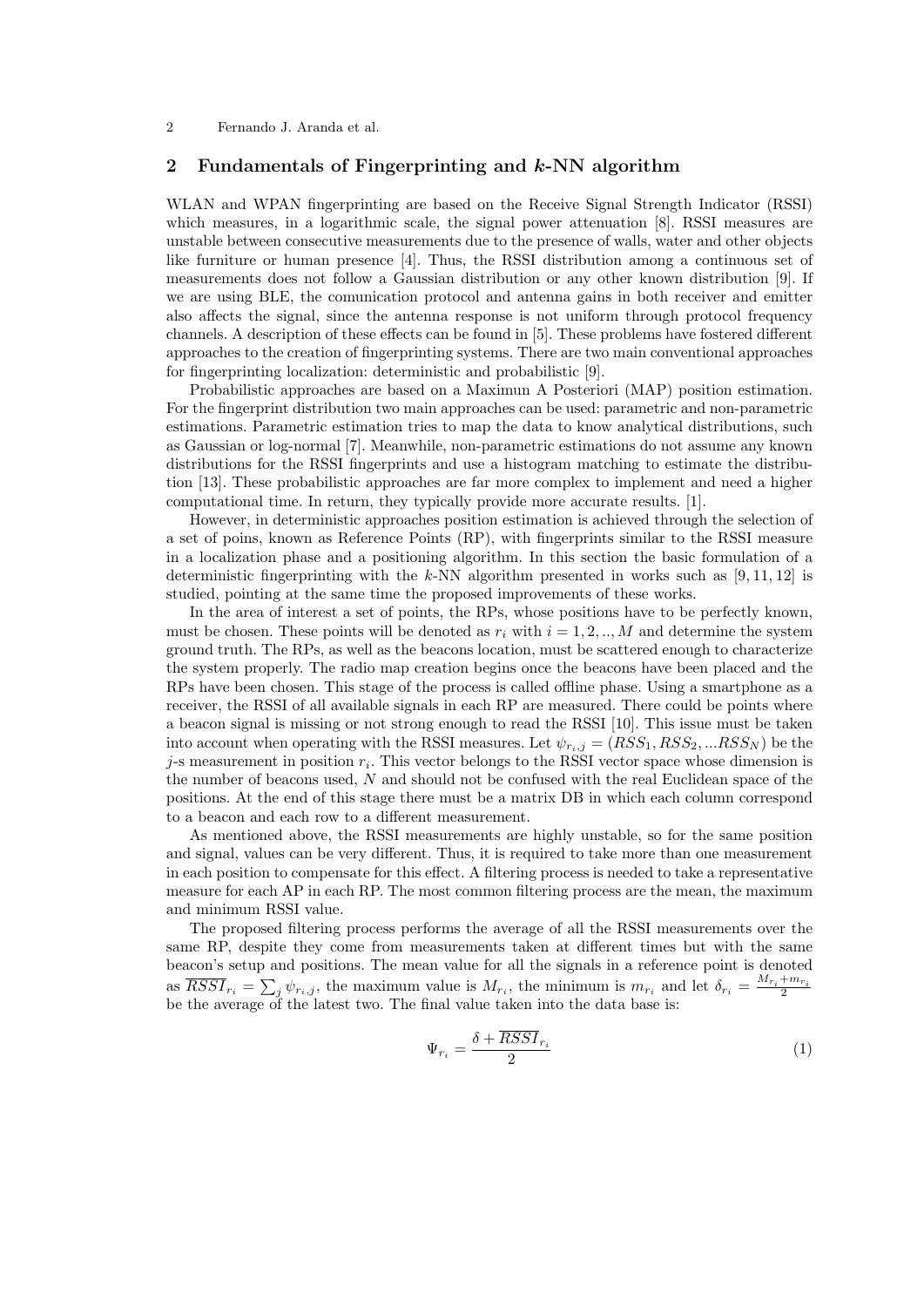## 2 Fundamentals of Fingerprinting and $k$-NN algorithm

WLAN and WPAN fingerprinting are based on the Receive Signal Strength Indicator (RSSI) which measures, in a logarithmic scale, the signal power attenuation [8]. RSSI measures are unstable between consecutive measurements due to the presence of walls, water and other objects like furniture or human presence [4]. Thus, the RSSI distribution among a continuous set of measurements does not follow a Gaussian distribution or any other known distribution [9]. If we are using BLE, the comunication protocol and antenna gains in both receiver and emitter also affects the signal, since the antenna response is not uniform through protocol frequency channels. A description of these effects can be found in [5]. These problems have fostered different approaches to the creation of fingerprinting systems. There are two main conventional approaches for fingerprinting localization: deterministic and probabilistic [9].

Probabilistic approaches are based on a Maximun A Posteriori (MAP) position estimation. For the fingerprint distribution two main approaches can be used: parametric and non-parametric estimations. Parametric estimation tries to map the data to know analytical distributions, such as Gaussian or log-normal [7]. Meanwhile, non-parametric estimations do not assume any known distributions for the RSSI fingerprints and use a histogram matching to estimate the distribution [13]. These probabilistic approaches are far more complex to implement and need a higher computational time. In return, they typically provide more accurate results. [1].

However, in deterministic approaches position estimation is achieved through the selection of a set of poins, known as Reference Points (RP), with fingerprints similar to the RSSI measure in a localization phase and a positioning algorithm. In this section the basic formulation of a deterministic fingerprinting with the $k$-NN algorithm presented in works such as [9, 11, 12] is studied, pointing at the same time the proposed improvements of these works.

In the area of interest a set of points, the RPs, whose positions have to be perfectly known, must be chosen. These points will be denoted as $r_i$ with $i = 1, 2, .., M$ and determine the system ground truth. The RPs, as well as the beacons location, must be scattered enough to characterize the system properly. The radio map creation begins once the beacons have been placed and the RPs have been chosen. This stage of the process is called offline phase. Using a smartphone as a receiver, the RSSI of all available signals in each RP are measured. There could be points where a beacon signal is missing or not strong enough to read the RSSI [10]. This issue must be taken into account when operating with the RSSI measures. Let $\psi_{r_i,j} = (RSS_1, RSS_2, ...RSS_N)$ be the $j$-s measurement in position $r_i$. This vector belongs to the RSSI vector space whose dimension is the number of beacons used, $N$ and should not be confused with the real Euclidean space of the positions. At the end of this stage there must be a matrix DB in which each column correspond to a beacon and each row to a different measurement.

As mentioned above, the RSSI measurements are highly unstable, so for the same position and signal, values can be very different. Thus, it is required to take more than one measurement in each position to compensate for this effect. A filtering process is needed to take a representative measure for each AP in each RP. The most common filtering process are the mean, the maximum and minimum RSSI value.

The proposed filtering process performs the average of all the RSSI measurements over the same RP, despite they come from measurements taken at different times but with the same beacon's setup and positions. The mean value for all the signals in a reference point is denoted as $\overline{RSSI}_{r_i} = \sum_j \psi_{r_i,j}$, the maximum value is $M_{r_i}$, the minimum is $m_{r_i}$ and let $\delta_{r_i} = \frac{M_{r_i}+m_{r_i}}{2}$ be the average of the latest two. The final value taken into the data base is:

$$\Psi_{r_i} = \frac{\delta + \overline{RSSI}_{r_i}}{2} \tag{1}$$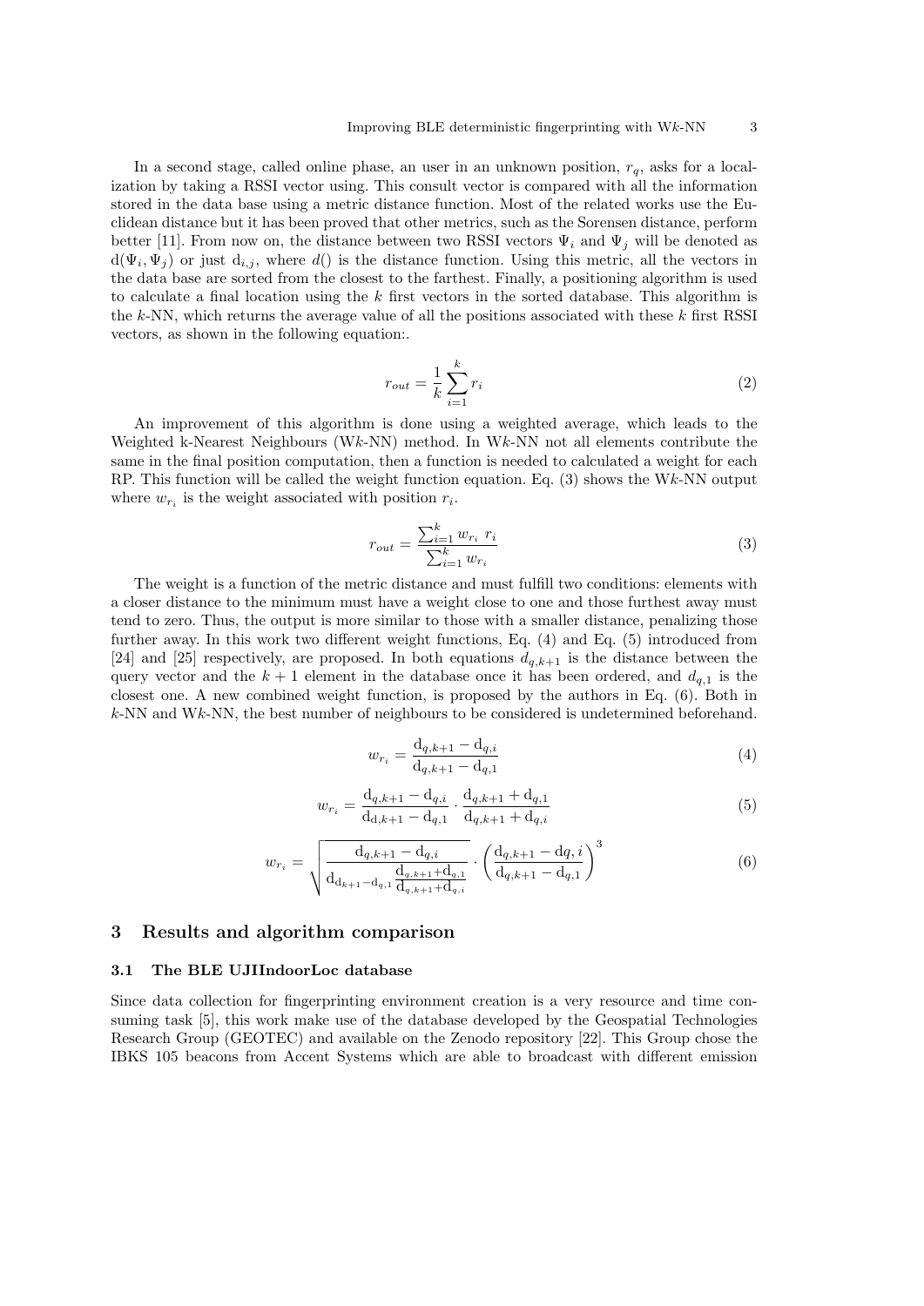In a second stage, called online phase, an user in an unknown position, $r_q$, asks for a localization by taking a RSSI vector using. This consult vector is compared with all the information stored in the data base using a metric distance function. Most of the related works use the Euclidean distance but it has been proved that other metrics, such as the Sorensen distance, perform better [11]. From now on, the distance between two RSSI vectors $\Psi_i$ and $\Psi_j$ will be denoted as $\mathrm{d}(\Psi_i, \Psi_j)$ or just $\mathrm{d}_{i,j}$, where $d()$ is the distance function. Using this metric, all the vectors in the data base are sorted from the closest to the farthest. Finally, a positioning algorithm is used to calculate a final location using the $k$ first vectors in the sorted database. This algorithm is the $k$-NN, which returns the average value of all the positions associated with these $k$ first RSSI vectors, as shown in the following equation:.

$$r_{out} = \frac{1}{k}\sum_{i=1}^{k} r_i \tag{2}$$

An improvement of this algorithm is done using a weighted average, which leads to the Weighted k-Nearest Neighbours (W$k$-NN) method. In W$k$-NN not all elements contribute the same in the final position computation, then a function is needed to calculated a weight for each RP. This function will be called the weight function equation. Eq. (3) shows the W$k$-NN output where $w_{r_i}$ is the weight associated with position $r_i$.

$$r_{out} = \frac{\sum_{i=1}^{k} w_{r_i}\ r_i}{\sum_{i=1}^{k} w_{r_i}} \tag{3}$$

The weight is a function of the metric distance and must fulfill two conditions: elements with a closer distance to the minimum must have a weight close to one and those furthest away must tend to zero. Thus, the output is more similar to those with a smaller distance, penalizing those further away. In this work two different weight functions, Eq. (4) and Eq. (5) introduced from [24] and [25] respectively, are proposed. In both equations $d_{q,k+1}$ is the distance between the query vector and the $k+1$ element in the database once it has been ordered, and $d_{q,1}$ is the closest one. A new combined weight function, is proposed by the authors in Eq. (6). Both in $k$-NN and W$k$-NN, the best number of neighbours to be considered is undetermined beforehand.

$$w_{r_i} = \frac{\mathrm{d}_{q,k+1} - \mathrm{d}_{q,i}}{\mathrm{d}_{q,k+1} - \mathrm{d}_{q,1}} \tag{4}$$

$$w_{r_i} = \frac{\mathrm{d}_{q,k+1} - \mathrm{d}_{q,i}}{\mathrm{d}_{\mathrm{d},k+1} - \mathrm{d}_{q,1}} \cdot \frac{\mathrm{d}_{q,k+1} + \mathrm{d}_{q,1}}{\mathrm{d}_{q,k+1} + \mathrm{d}_{q,i}} \tag{5}$$

$$w_{r_i} = \sqrt{\frac{\mathrm{d}_{q,k+1} - \mathrm{d}_{q,i}}{\mathrm{d}_{\mathrm{d}_{k+1} - \mathrm{d}_{q,1}} \frac{\mathrm{d}_{q,k+1} + \mathrm{d}_{q,1}}{\mathrm{d}_{q,k+1} + \mathrm{d}_{q,i}}}} \cdot \left(\frac{\mathrm{d}_{q,k+1} - \mathrm{d}q,i}{\mathrm{d}_{q,k+1} - \mathrm{d}_{q,1}}\right)^3 \tag{6}$$

## 3 Results and algorithm comparison

### 3.1 The BLE UJIIndoorLoc database

Since data collection for fingerprinting environment creation is a very resource and time consuming task [5], this work make use of the database developed by the Geospatial Technologies Research Group (GEOTEC) and available on the Zenodo repository [22]. This Group chose the IBKS 105 beacons from Accent Systems which are able to broadcast with different emission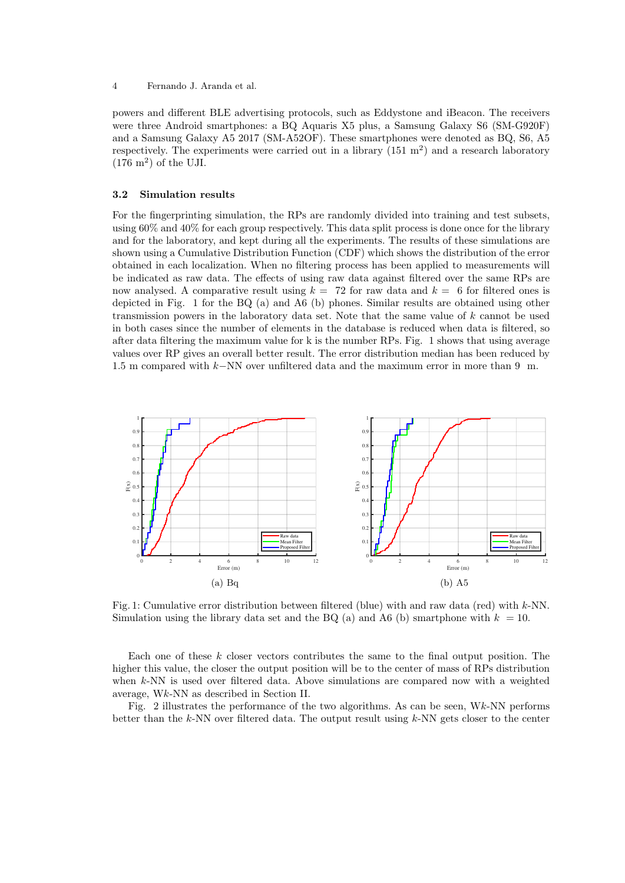powers and different BLE advertising protocols, such as Eddystone and iBeacon. The receivers were three Android smartphones: a BQ Aquaris X5 plus, a Samsung Galaxy S6 (SM-G920F) and a Samsung Galaxy A5 2017 (SM-A52OF). These smartphones were denoted as BQ, S6, A5 respectively. The experiments were carried out in a library (151 $m^2$) and a research laboratory (176 $m^2$) of the UJI.

### 3.2 Simulation results

For the fingerprinting simulation, the RPs are randomly divided into training and test subsets, using 60% and 40% for each group respectively. This data split process is done once for the library and for the laboratory, and kept during all the experiments. The results of these simulations are shown using a Cumulative Distribution Function (CDF) which shows the distribution of the error obtained in each localization. When no filtering process has been applied to measurements will be indicated as raw data. The effects of using raw data against filtered over the same RPs are now analysed. A comparative result using $k = 72$ for raw data and $k = 6$ for filtered ones is depicted in Fig. 1 for the BQ (a) and A6 (b) phones. Similar results are obtained using other transmission powers in the laboratory data set. Note that the same value of $k$ cannot be used in both cases since the number of elements in the database is reduced when data is filtered, so after data filtering the maximum value for k is the number RPs. Fig. 1 shows that using average values over RP gives an overall better result. The error distribution median has been reduced by 1.5 m compared with $k-$NN over unfiltered data and the maximum error in more than 9 m.

(a) Bq

(b) A5

Fig. 1: Cumulative error distribution between filtered (blue) with and raw data (red) with $k$-NN. Simulation using the library data set and the BQ (a) and A6 (b) smartphone with $k = 10$.

Each one of these $k$ closer vectors contributes the same to the final output position. The higher this value, the closer the output position will be to the center of mass of RPs distribution when $k$-NN is used over filtered data. Above simulations are compared now with a weighted average, W$k$-NN as described in Section II.

Fig. 2 illustrates the performance of the two algorithms. As can be seen, W$k$-NN performs better than the $k$-NN over filtered data. The output result using $k$-NN gets closer to the center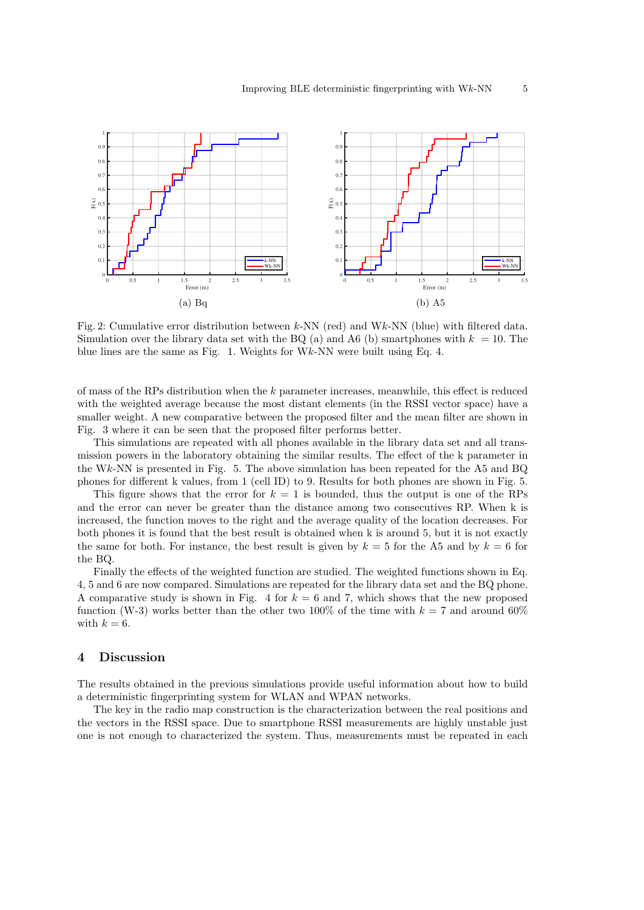(a) Bq

(b) A5

Fig. 2: Cumulative error distribution between $k$-NN (red) and W$k$-NN (blue) with filtered data. Simulation over the library data set with the BQ (a) and A6 (b) smartphones with $k = 10$. The blue lines are the same as Fig. 1. Weights for W$k$-NN were built using Eq. 4.

of mass of the RPs distribution when the $k$ parameter increases, meanwhile, this effect is reduced with the weighted average because the most distant elements (in the RSSI vector space) have a smaller weight. A new comparative between the proposed filter and the mean filter are shown in Fig. 3 where it can be seen that the proposed filter performs better.

This simulations are repeated with all phones available in the library data set and all transmission powers in the laboratory obtaining the similar results. The effect of the k parameter in the W$k$-NN is presented in Fig. 5. The above simulation has been repeated for the A5 and BQ phones for different k values, from 1 (cell ID) to 9. Results for both phones are shown in Fig. 5.

This figure shows that the error for $k = 1$ is bounded, thus the output is one of the RPs and the error can never be greater than the distance among two consecutives RP. When k is increased, the function moves to the right and the average quality of the location decreases. For both phones it is found that the best result is obtained when k is around 5, but it is not exactly the same for both. For instance, the best result is given by $k = 5$ for the A5 and by $k = 6$ for the BQ.

Finally the effects of the weighted function are studied. The weighted functions shown in Eq. 4, 5 and 6 are now compared. Simulations are repeated for the library data set and the BQ phone. A comparative study is shown in Fig. 4 for $k = 6$ and 7, which shows that the new proposed function (W-3) works better than the other two 100% of the time with $k = 7$ and around 60% with $k = 6$.

## 4 Discussion

The results obtained in the previous simulations provide useful information about how to build a deterministic fingerprinting system for WLAN and WPAN networks.

The key in the radio map construction is the characterization between the real positions and the vectors in the RSSI space. Due to smartphone RSSI measurements are highly unstable just one is not enough to characterized the system. Thus, measurements must be repeated in each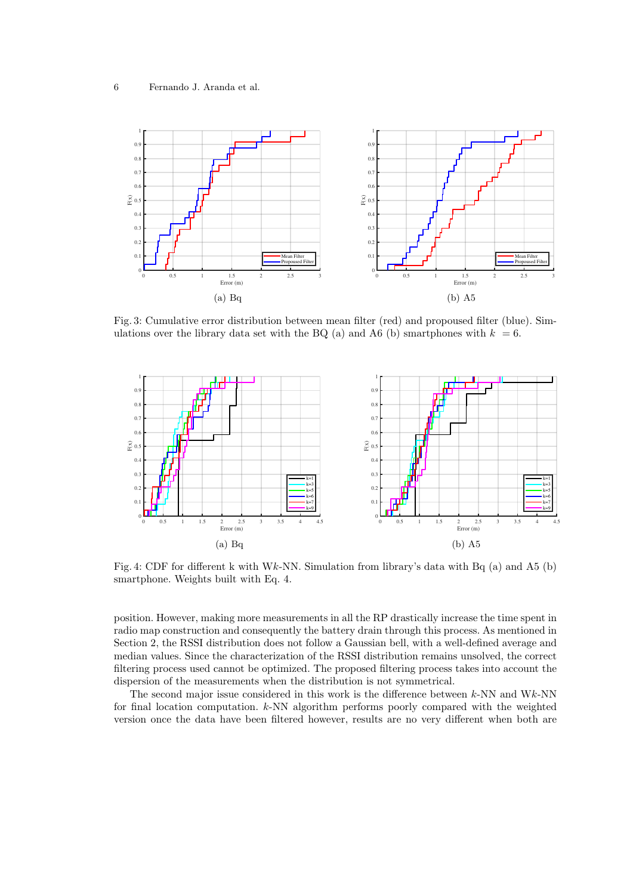(a) Bq

(b) A5

Fig. 3: Cumulative error distribution between mean filter (red) and propoused filter (blue). Simulations over the library data set with the BQ (a) and A6 (b) smartphones with $k = 6$.

(a) Bq

(b) A5

Fig. 4: CDF for different k with W$k$-NN. Simulation from library's data with Bq (a) and A5 (b) smartphone. Weights built with Eq. 4.

position. However, making more measurements in all the RP drastically increase the time spent in radio map construction and consequently the battery drain through this process. As mentioned in Section 2, the RSSI distribution does not follow a Gaussian bell, with a well-defined average and median values. Since the characterization of the RSSI distribution remains unsolved, the correct filtering process used cannot be optimized. The proposed filtering process takes into account the dispersion of the measurements when the distribution is not symmetrical.

The second major issue considered in this work is the difference between $k$-NN and W$k$-NN for final location computation. $k$-NN algorithm performs poorly compared with the weighted version once the data have been filtered however, results are no very different when both are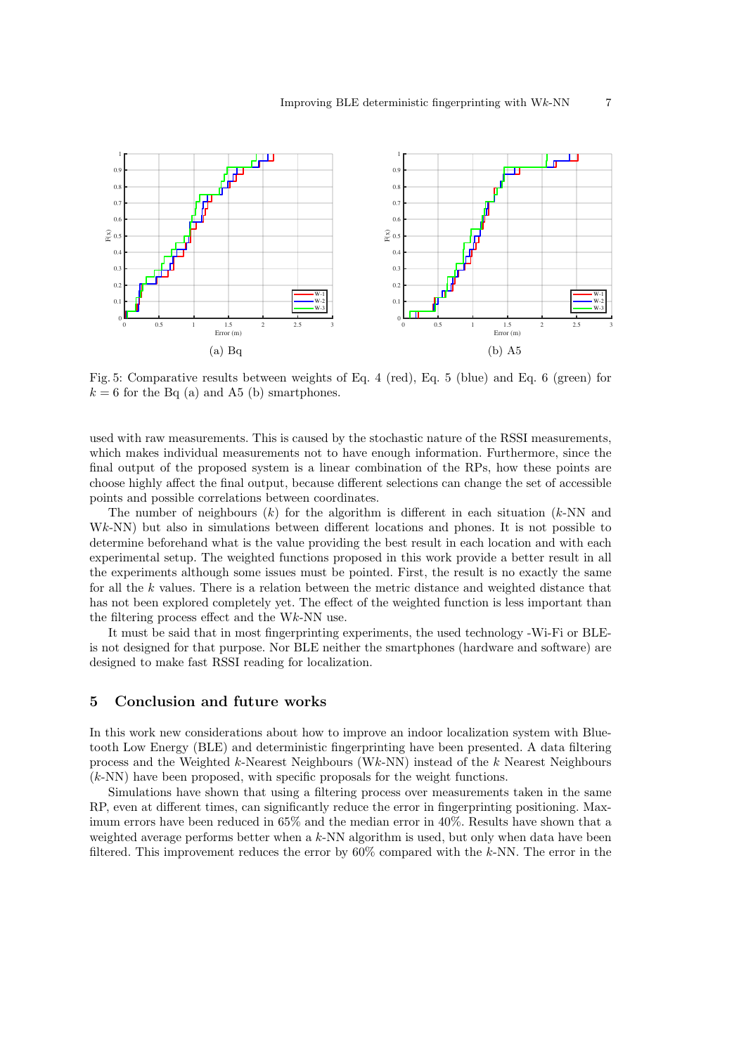(a) Bq

(b) A5

Fig. 5: Comparative results between weights of Eq. 4 (red), Eq. 5 (blue) and Eq. 6 (green) for $k = 6$ for the Bq (a) and A5 (b) smartphones.

used with raw measurements. This is caused by the stochastic nature of the RSSI measurements, which makes individual measurements not to have enough information. Furthermore, since the final output of the proposed system is a linear combination of the RPs, how these points are choose highly affect the final output, because different selections can change the set of accessible points and possible correlations between coordinates.

The number of neighbours ($k$) for the algorithm is different in each situation ($k$-NN and W$k$-NN) but also in simulations between different locations and phones. It is not possible to determine beforehand what is the value providing the best result in each location and with each experimental setup. The weighted functions proposed in this work provide a better result in all the experiments although some issues must be pointed. First, the result is no exactly the same for all the $k$ values. There is a relation between the metric distance and weighted distance that has not been explored completely yet. The effect of the weighted function is less important than the filtering process effect and the W$k$-NN use.

It must be said that in most fingerprinting experiments, the used technology -Wi-Fi or BLE- is not designed for that purpose. Nor BLE neither the smartphones (hardware and software) are designed to make fast RSSI reading for localization.

## 5 Conclusion and future works

In this work new considerations about how to improve an indoor localization system with Bluetooth Low Energy (BLE) and deterministic fingerprinting have been presented. A data filtering process and the Weighted $k$-Nearest Neighbours (W$k$-NN) instead of the $k$ Nearest Neighbours ($k$-NN) have been proposed, with specific proposals for the weight functions.

Simulations have shown that using a filtering process over measurements taken in the same RP, even at different times, can significantly reduce the error in fingerprinting positioning. Maximum errors have been reduced in 65% and the median error in 40%. Results have shown that a weighted average performs better when a $k$-NN algorithm is used, but only when data have been filtered. This improvement reduces the error by 60% compared with the $k$-NN. The error in the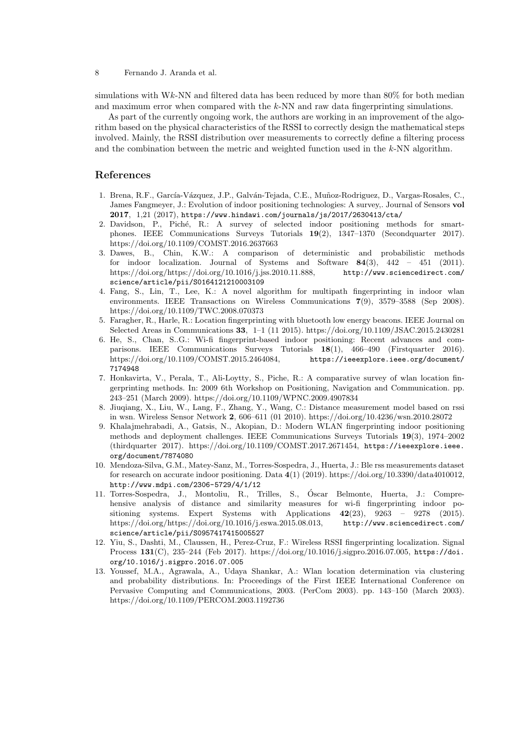simulations with W$k$-NN and filtered data has been reduced by more than 80% for both median and maximum error when compared with the $k$-NN and raw data fingerprinting simulations.

As part of the currently ongoing work, the authors are working in an improvement of the algorithm based on the physical characteristics of the RSSI to correctly design the mathematical steps involved. Mainly, the RSSI distribution over measurements to correctly define a filtering process and the combination between the metric and weighted function used in the $k$-NN algorithm.

## References

1. Brena, R.F., García-Vázquez, J.P., Galván-Tejada, C.E., Muñoz-Rodriguez, D., Vargas-Rosales, C., James Fangmeyer, J.: Evolution of indoor positioning technologies: A survey,. Journal of Sensors **vol 2017**, 1,21 (2017), `https://www.hindawi.com/journals/js/2017/2630413/cta/`
2. Davidson, P., Piché, R.: A survey of selected indoor positioning methods for smartphones. IEEE Communications Surveys Tutorials **19**(2), 1347–1370 (Secondquarter 2017). https://doi.org/10.1109/COMST.2016.2637663
3. Dawes, B., Chin, K.W.: A comparison of deterministic and probabilistic methods for indoor localization. Journal of Systems and Software **84**(3), 442 – 451 (2011). https://doi.org/https://doi.org/10.1016/j.jss.2010.11.888, `http://www.sciencedirect.com/science/article/pii/S0164121210003109`
4. Fang, S., Lin, T., Lee, K.: A novel algorithm for multipath fingerprinting in indoor wlan environments. IEEE Transactions on Wireless Communications **7**(9), 3579–3588 (Sep 2008). https://doi.org/10.1109/TWC.2008.070373
5. Faragher, R., Harle, R.: Location fingerprinting with bluetooth low energy beacons. IEEE Journal on Selected Areas in Communications **33**, 1–1 (11 2015). https://doi.org/10.1109/JSAC.2015.2430281
6. He, S., Chan, S..G.: Wi-fi fingerprint-based indoor positioning: Recent advances and comparisons. IEEE Communications Surveys Tutorials **18**(1), 466–490 (Firstquarter 2016). https://doi.org/10.1109/COMST.2015.2464084, `https://ieeexplore.ieee.org/document/7174948`
7. Honkavirta, V., Perala, T., Ali-Loytty, S., Piche, R.: A comparative survey of wlan location fingerprinting methods. In: 2009 6th Workshop on Positioning, Navigation and Communication. pp. 243–251 (March 2009). https://doi.org/10.1109/WPNC.2009.4907834
8. Jiuqiang, X., Liu, W., Lang, F., Zhang, Y., Wang, C.: Distance measurement model based on rssi in wsn. Wireless Sensor Network **2**, 606–611 (01 2010). https://doi.org/10.4236/wsn.2010.28072
9. Khalajmehrabadi, A., Gatsis, N., Akopian, D.: Modern WLAN fingerprinting indoor positioning methods and deployment challenges. IEEE Communications Surveys Tutorials **19**(3), 1974–2002 (thirdquarter 2017). https://doi.org/10.1109/COMST.2017.2671454, `https://ieeexplore.ieee.org/document/7874080`
10. Mendoza-Silva, G.M., Matey-Sanz, M., Torres-Sospedra, J., Huerta, J.: Ble rss measurements dataset for research on accurate indoor positioning. Data **4**(1) (2019). https://doi.org/10.3390/data4010012, `http://www.mdpi.com/2306-5729/4/1/12`
11. Torres-Sospedra, J., Montoliu, R., Trilles, S., Óscar Belmonte, Huerta, J.: Comprehensive analysis of distance and similarity measures for wi-fi fingerprinting indoor positioning systems. Expert Systems with Applications **42**(23), 9263 – 9278 (2015). https://doi.org/https://doi.org/10.1016/j.eswa.2015.08.013, `http://www.sciencedirect.com/science/article/pii/S0957417415005527`
12. Yiu, S., Dashti, M., Claussen, H., Perez-Cruz, F.: Wireless RSSI fingerprinting localization. Signal Process **131**(C), 235–244 (Feb 2017). https://doi.org/10.1016/j.sigpro.2016.07.005, `https://doi.org/10.1016/j.sigpro.2016.07.005`
13. Youssef, M.A., Agrawala, A., Udaya Shankar, A.: Wlan location determination via clustering and probability distributions. In: Proceedings of the First IEEE International Conference on Pervasive Computing and Communications, 2003. (PerCom 2003). pp. 143–150 (March 2003). https://doi.org/10.1109/PERCOM.2003.1192736